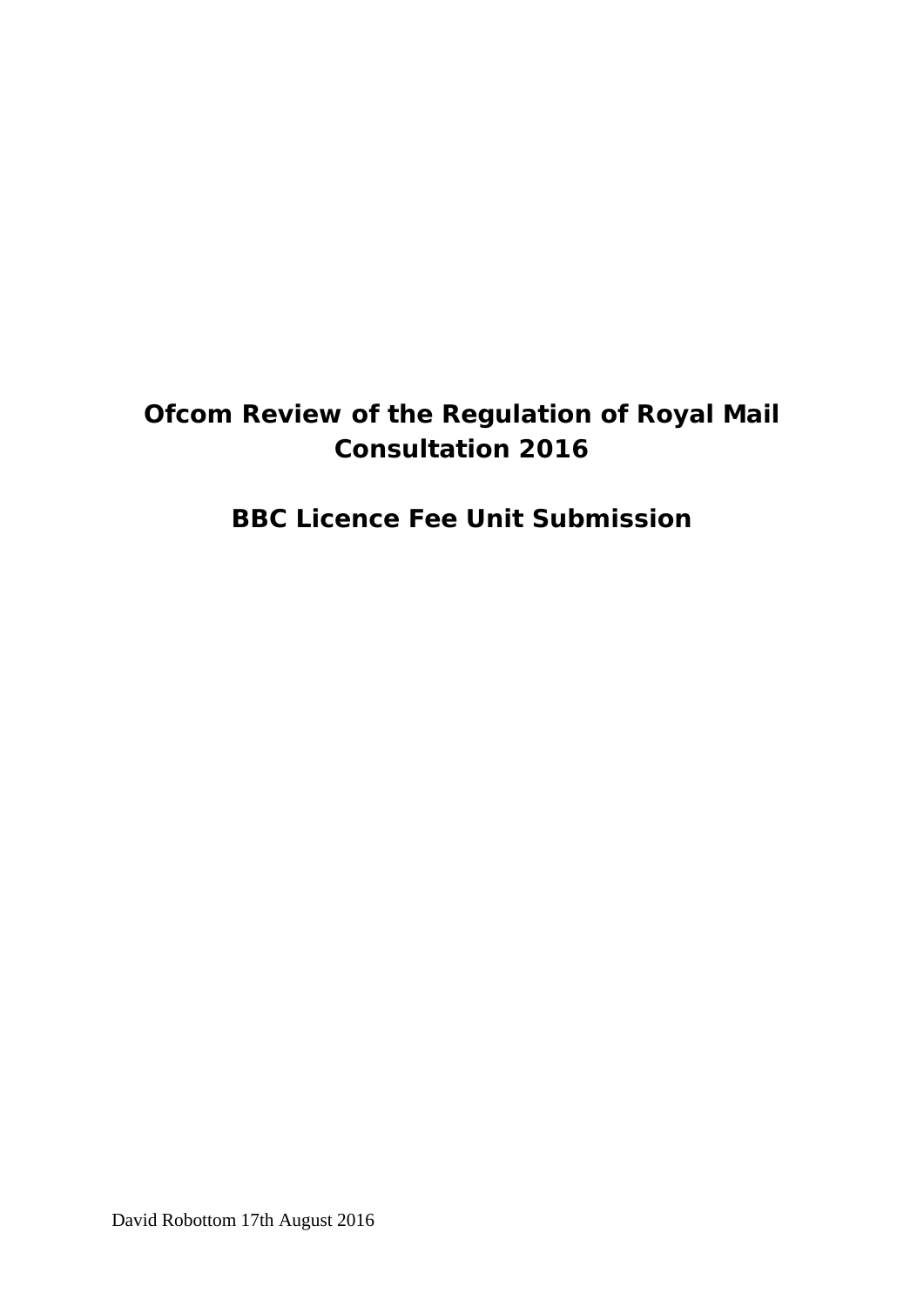# Ofcom Review of the Regulation of Royal Mail Consultation 2016

## BBC Licence Fee Unit Submission

David Robottom 17th August 2016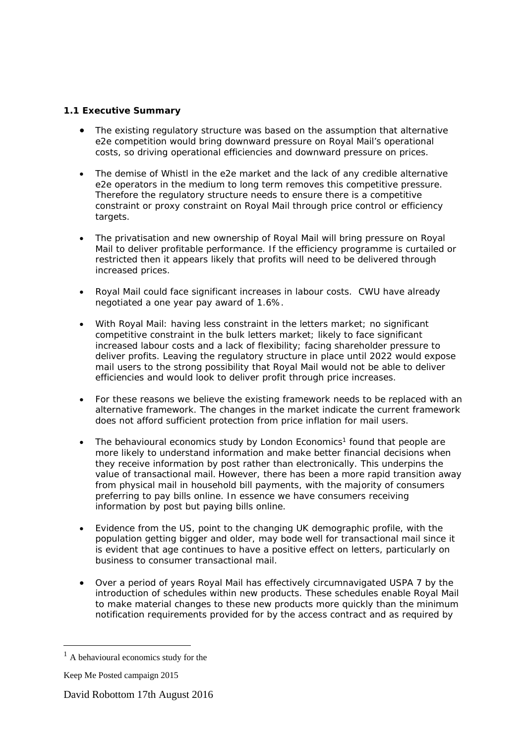### 1.1 Executive Summary

- The existing regulatory structure was based on the assumption that alternative e2e competition would bring downward pressure on Royal Mail's operational costs, so driving operational efficiencies and downward pressure on prices.
- The demise of Whistl in the e2e market and the lack of any credible alternative e2e operators in the medium to long term removes this competitive pressure. Therefore the regulatory structure needs to ensure there is a competitive constraint or proxy constraint on Royal Mail through price control or efficiency targets.
- The privatisation and new ownership of Royal Mail will bring pressure on Royal Mail to deliver profitable performance. If the efficiency programme is curtailed or restricted then it appears likely that profits will need to be delivered through increased prices.
- Royal Mail could face significant increases in labour costs. CWU have already negotiated a one year pay award of 1.6%.
- With Royal Mail: having less constraint in the letters market; no significant competitive constraint in the bulk letters market; likely to face significant increased labour costs and a lack of flexibility; facing shareholder pressure to deliver profits. Leaving the regulatory structure in place until 2022 would expose mail users to the strong possibility that Royal Mail would not be able to deliver efficiencies and would look to deliver profit through price increases.
- For these reasons we believe the existing framework needs to be replaced with an alternative framework. The changes in the market indicate the current framework does not afford sufficient protection from price inflation for mail users.
- The behavioural economics study by London Economics[1] found that people are more likely to understand information and make better financial decisions when they receive information by post rather than electronically. This underpins the value of transactional mail. However, there has been a more rapid transition away from physical mail in household bill payments, with the majority of consumers preferring to pay bills online. In essence we have consumers receiving information by post but paying bills online.
- Evidence from the US, point to the changing UK demographic profile, with the population getting bigger and older, may bode well for transactional mail since it is evident that age continues to have a positive effect on letters, particularly on business to consumer transactional mail.
- Over a period of years Royal Mail has effectively circumnavigated USPA 7 by the introduction of schedules within new products. These schedules enable Royal Mail to make material changes to these new products more quickly than the minimum notification requirements provided for by the access contract and as required by

---

[1] A behavioural economics study for the

Keep Me Posted campaign 2015

David Robottom 17th August 2016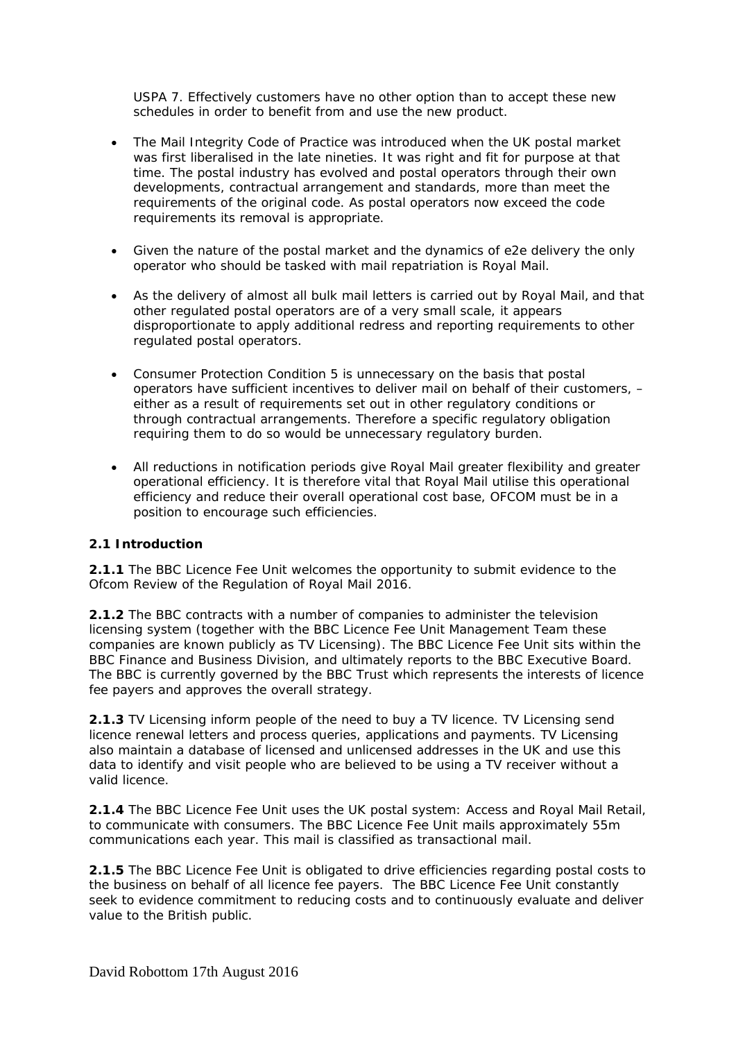USPA 7. Effectively customers have no other option than to accept these new schedules in order to benefit from and use the new product.

- The Mail Integrity Code of Practice was introduced when the UK postal market was first liberalised in the late nineties. It was right and fit for purpose at that time. The postal industry has evolved and postal operators through their own developments, contractual arrangement and standards, more than meet the requirements of the original code. As postal operators now exceed the code requirements its removal is appropriate.

- Given the nature of the postal market and the dynamics of e2e delivery the only operator who should be tasked with mail repatriation is Royal Mail.

- As the delivery of almost all bulk mail letters is carried out by Royal Mail, and that other regulated postal operators are of a very small scale, it appears disproportionate to apply additional redress and reporting requirements to other regulated postal operators.

- Consumer Protection Condition 5 is unnecessary on the basis that postal operators have sufficient incentives to deliver mail on behalf of their customers, – either as a result of requirements set out in other regulatory conditions or through contractual arrangements. Therefore a specific regulatory obligation requiring them to do so would be unnecessary regulatory burden.

- All reductions in notification periods give Royal Mail greater flexibility and greater operational efficiency. It is therefore vital that Royal Mail utilise this operational efficiency and reduce their overall operational cost base, OFCOM must be in a position to encourage such efficiencies.

### 2.1 Introduction

**2.1.1** The BBC Licence Fee Unit welcomes the opportunity to submit evidence to the Ofcom Review of the Regulation of Royal Mail 2016.

**2.1.2** The BBC contracts with a number of companies to administer the television licensing system (together with the BBC Licence Fee Unit Management Team these companies are known publicly as TV Licensing). The BBC Licence Fee Unit sits within the BBC Finance and Business Division, and ultimately reports to the BBC Executive Board. The BBC is currently governed by the BBC Trust which represents the interests of licence fee payers and approves the overall strategy.

**2.1.3** TV Licensing inform people of the need to buy a TV licence. TV Licensing send licence renewal letters and process queries, applications and payments. TV Licensing also maintain a database of licensed and unlicensed addresses in the UK and use this data to identify and visit people who are believed to be using a TV receiver without a valid licence.

**2.1.4** The BBC Licence Fee Unit uses the UK postal system: Access and Royal Mail Retail, to communicate with consumers. The BBC Licence Fee Unit mails approximately 55m communications each year. This mail is classified as transactional mail.

**2.1.5** The BBC Licence Fee Unit is obligated to drive efficiencies regarding postal costs to the business on behalf of all licence fee payers. The BBC Licence Fee Unit constantly seek to evidence commitment to reducing costs and to continuously evaluate and deliver value to the British public.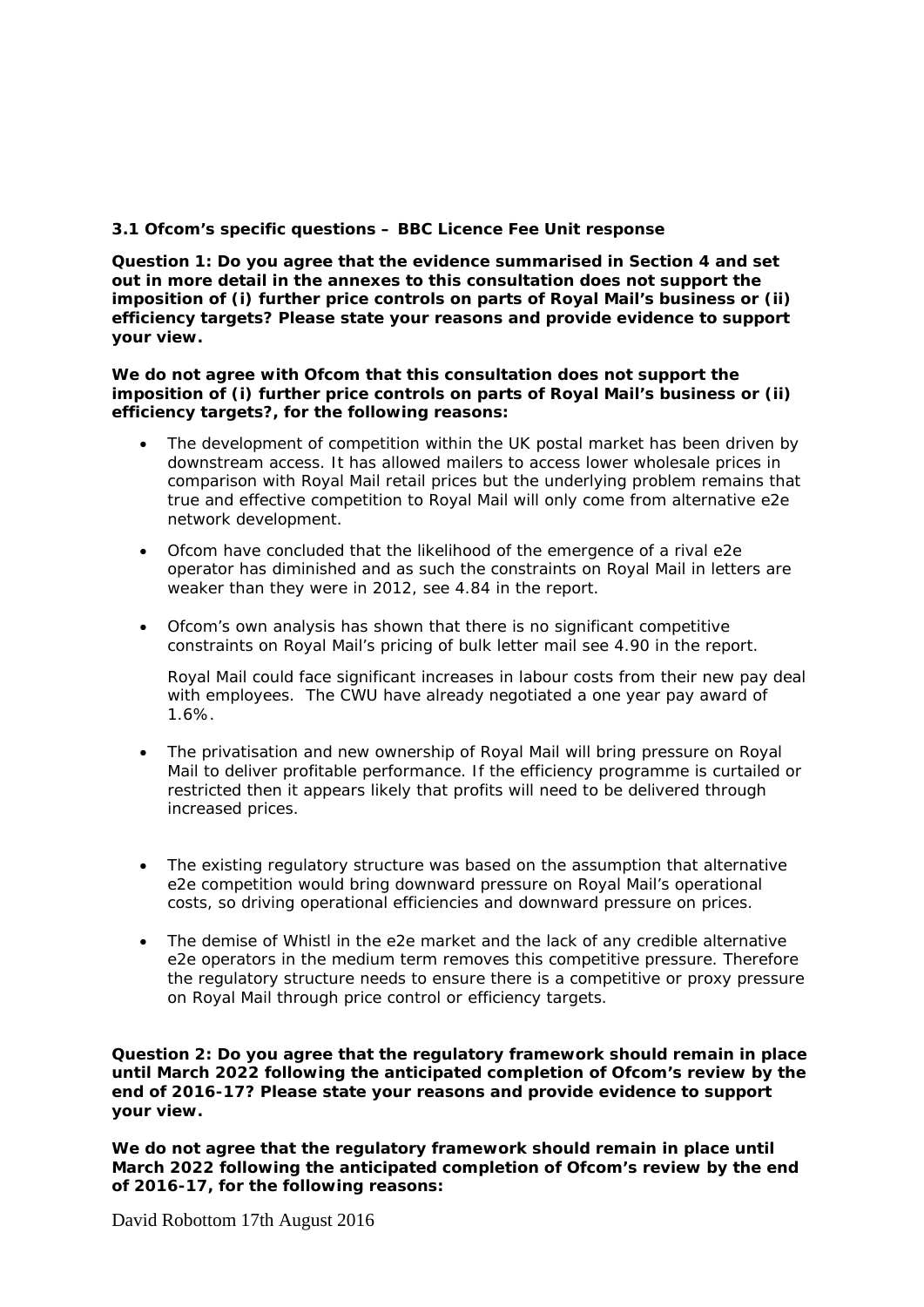**3.1 Ofcom's specific questions – BBC Licence Fee Unit response**

**Question 1: Do you agree that the evidence summarised in Section 4 and set out in more detail in the annexes to this consultation does not support the imposition of (i) further price controls on parts of Royal Mail's business or (ii) efficiency targets? Please state your reasons and provide evidence to support your view.**

**We do not agree with Ofcom that this consultation does not support the imposition of (i) further price controls on parts of Royal Mail's business or (ii) efficiency targets?, for the following reasons:**

- The development of competition within the UK postal market has been driven by downstream access. It has allowed mailers to access lower wholesale prices in comparison with Royal Mail retail prices but the underlying problem remains that true and effective competition to Royal Mail will only come from alternative e2e network development.
- Ofcom have concluded that the likelihood of the emergence of a rival e2e operator has diminished and as such the constraints on Royal Mail in letters are weaker than they were in 2012, see 4.84 in the report.
- Ofcom's own analysis has shown that there is no significant competitive constraints on Royal Mail's pricing of bulk letter mail see 4.90 in the report.

  Royal Mail could face significant increases in labour costs from their new pay deal with employees. The CWU have already negotiated a one year pay award of 1.6%.
- The privatisation and new ownership of Royal Mail will bring pressure on Royal Mail to deliver profitable performance. If the efficiency programme is curtailed or restricted then it appears likely that profits will need to be delivered through increased prices.
- The existing regulatory structure was based on the assumption that alternative e2e competition would bring downward pressure on Royal Mail's operational costs, so driving operational efficiencies and downward pressure on prices.
- The demise of Whistl in the e2e market and the lack of any credible alternative e2e operators in the medium term removes this competitive pressure. Therefore the regulatory structure needs to ensure there is a competitive or proxy pressure on Royal Mail through price control or efficiency targets.

**Question 2: Do you agree that the regulatory framework should remain in place until March 2022 following the anticipated completion of Ofcom's review by the end of 2016-17? Please state your reasons and provide evidence to support your view.**

**We do not agree that the regulatory framework should remain in place until March 2022 following the anticipated completion of Ofcom's review by the end of 2016-17, for the following reasons:**

David Robottom 17th August 2016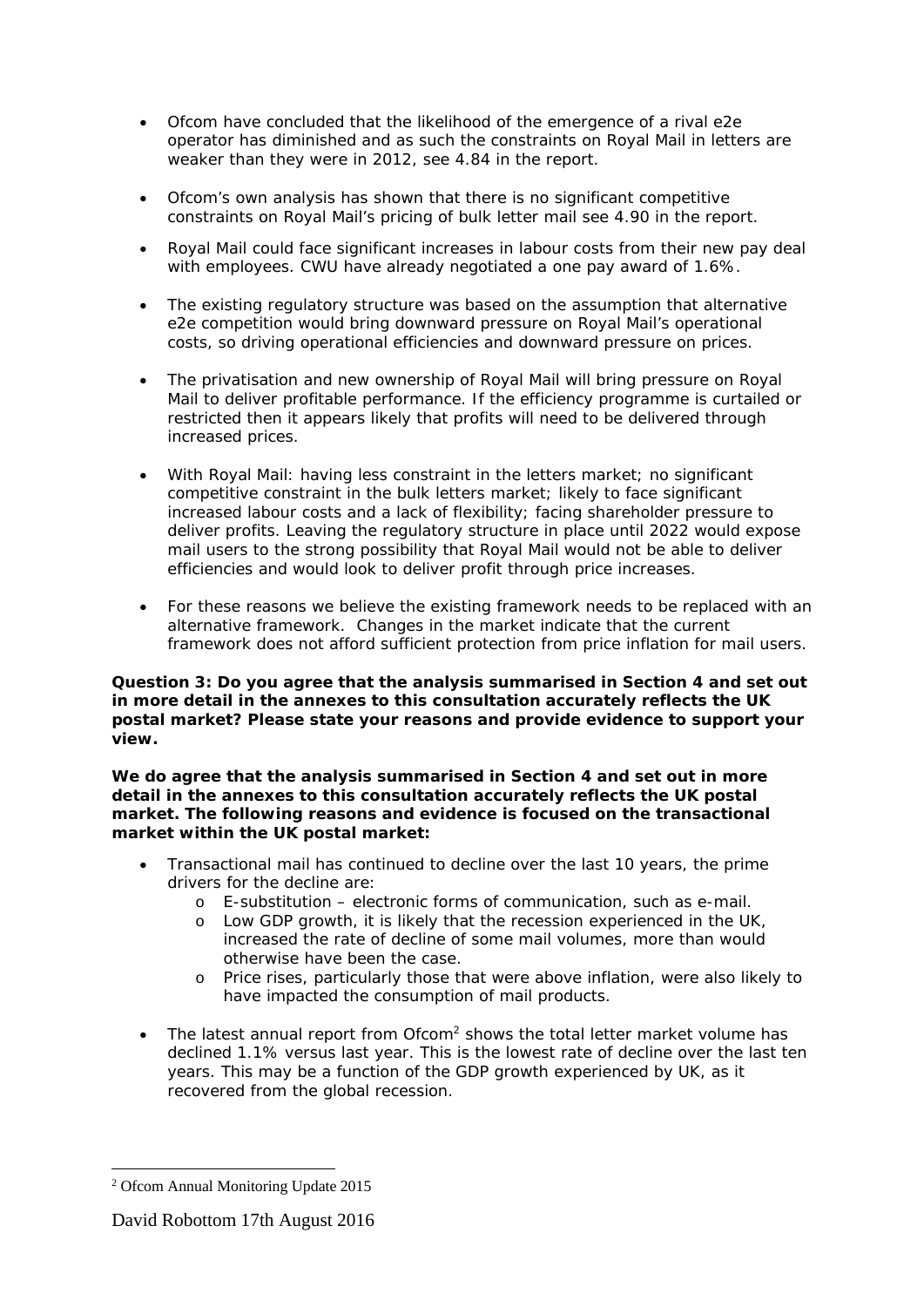- Ofcom have concluded that the likelihood of the emergence of a rival e2e operator has diminished and as such the constraints on Royal Mail in letters are weaker than they were in 2012, see 4.84 in the report.
- Ofcom's own analysis has shown that there is no significant competitive constraints on Royal Mail's pricing of bulk letter mail see 4.90 in the report.
- Royal Mail could face significant increases in labour costs from their new pay deal with employees. CWU have already negotiated a one pay award of 1.6%.
- The existing regulatory structure was based on the assumption that alternative e2e competition would bring downward pressure on Royal Mail's operational costs, so driving operational efficiencies and downward pressure on prices.
- The privatisation and new ownership of Royal Mail will bring pressure on Royal Mail to deliver profitable performance. If the efficiency programme is curtailed or restricted then it appears likely that profits will need to be delivered through increased prices.
- With Royal Mail: having less constraint in the letters market; no significant competitive constraint in the bulk letters market; likely to face significant increased labour costs and a lack of flexibility; facing shareholder pressure to deliver profits. Leaving the regulatory structure in place until 2022 would expose mail users to the strong possibility that Royal Mail would not be able to deliver efficiencies and would look to deliver profit through price increases.
- For these reasons we believe the existing framework needs to be replaced with an alternative framework. Changes in the market indicate that the current framework does not afford sufficient protection from price inflation for mail users.

**Question 3: Do you agree that the analysis summarised in Section 4 and set out in more detail in the annexes to this consultation accurately reflects the UK postal market? Please state your reasons and provide evidence to support your view.**

**We do agree that the analysis summarised in Section 4 and set out in more detail in the annexes to this consultation accurately reflects the UK postal market. The following reasons and evidence is focused on the transactional market within the UK postal market:**

- Transactional mail has continued to decline over the last 10 years, the prime drivers for the decline are:
    - E-substitution – electronic forms of communication, such as e-mail.
    - Low GDP growth, it is likely that the recession experienced in the UK, increased the rate of decline of some mail volumes, more than would otherwise have been the case.
    - Price rises, particularly those that were above inflation, were also likely to have impacted the consumption of mail products.
- The latest annual report from Ofcom[2] shows the total letter market volume has declined 1.1% versus last year. This is the lowest rate of decline over the last ten years. This may be a function of the GDP growth experienced by UK, as it recovered from the global recession.

[2] Ofcom Annual Monitoring Update 2015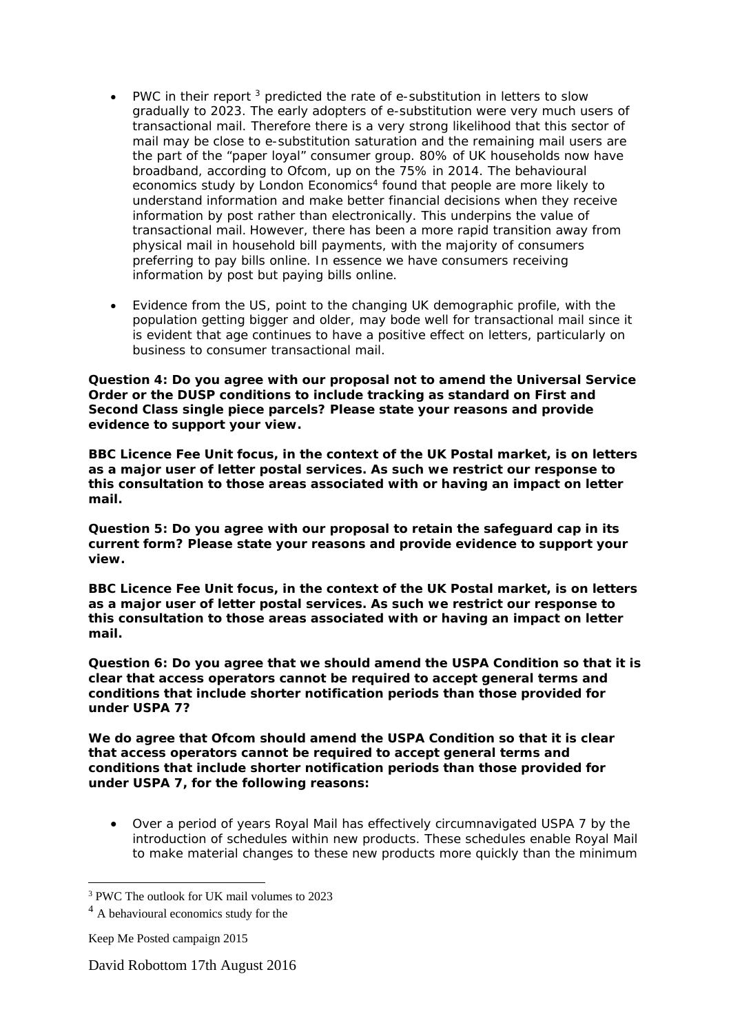- PWC in their report [3] predicted the rate of e-substitution in letters to slow gradually to 2023. The early adopters of e-substitution were very much users of transactional mail. Therefore there is a very strong likelihood that this sector of mail may be close to e-substitution saturation and the remaining mail users are the part of the "paper loyal" consumer group. 80% of UK households now have broadband, according to Ofcom, up on the 75% in 2014. The behavioural economics study by London Economics[4] found that people are more likely to understand information and make better financial decisions when they receive information by post rather than electronically. This underpins the value of transactional mail. However, there has been a more rapid transition away from physical mail in household bill payments, with the majority of consumers preferring to pay bills online. In essence we have consumers receiving information by post but paying bills online.

- Evidence from the US, point to the changing UK demographic profile, with the population getting bigger and older, may bode well for transactional mail since it is evident that age continues to have a positive effect on letters, particularly on business to consumer transactional mail.

**Question 4: Do you agree with our proposal not to amend the Universal Service Order or the DUSP conditions to include tracking as standard on First and Second Class single piece parcels? Please state your reasons and provide evidence to support your view.**

**BBC Licence Fee Unit focus, in the context of the UK Postal market, is on letters as a major user of letter postal services. As such we restrict our response to this consultation to those areas associated with or having an impact on letter mail.**

**Question 5: Do you agree with our proposal to retain the safeguard cap in its current form? Please state your reasons and provide evidence to support your view.**

**BBC Licence Fee Unit focus, in the context of the UK Postal market, is on letters as a major user of letter postal services. As such we restrict our response to this consultation to those areas associated with or having an impact on letter mail.**

**Question 6: Do you agree that we should amend the USPA Condition so that it is clear that access operators cannot be required to accept general terms and conditions that include shorter notification periods than those provided for under USPA 7?**

**We do agree that Ofcom should amend the USPA Condition so that it is clear that access operators cannot be required to accept general terms and conditions that include shorter notification periods than those provided for under USPA 7, for the following reasons:**

- Over a period of years Royal Mail has effectively circumnavigated USPA 7 by the introduction of schedules within new products. These schedules enable Royal Mail to make material changes to these new products more quickly than the minimum

[3] PWC The outlook for UK mail volumes to 2023

[4] A behavioural economics study for the Keep Me Posted campaign 2015

David Robottom 17th August 2016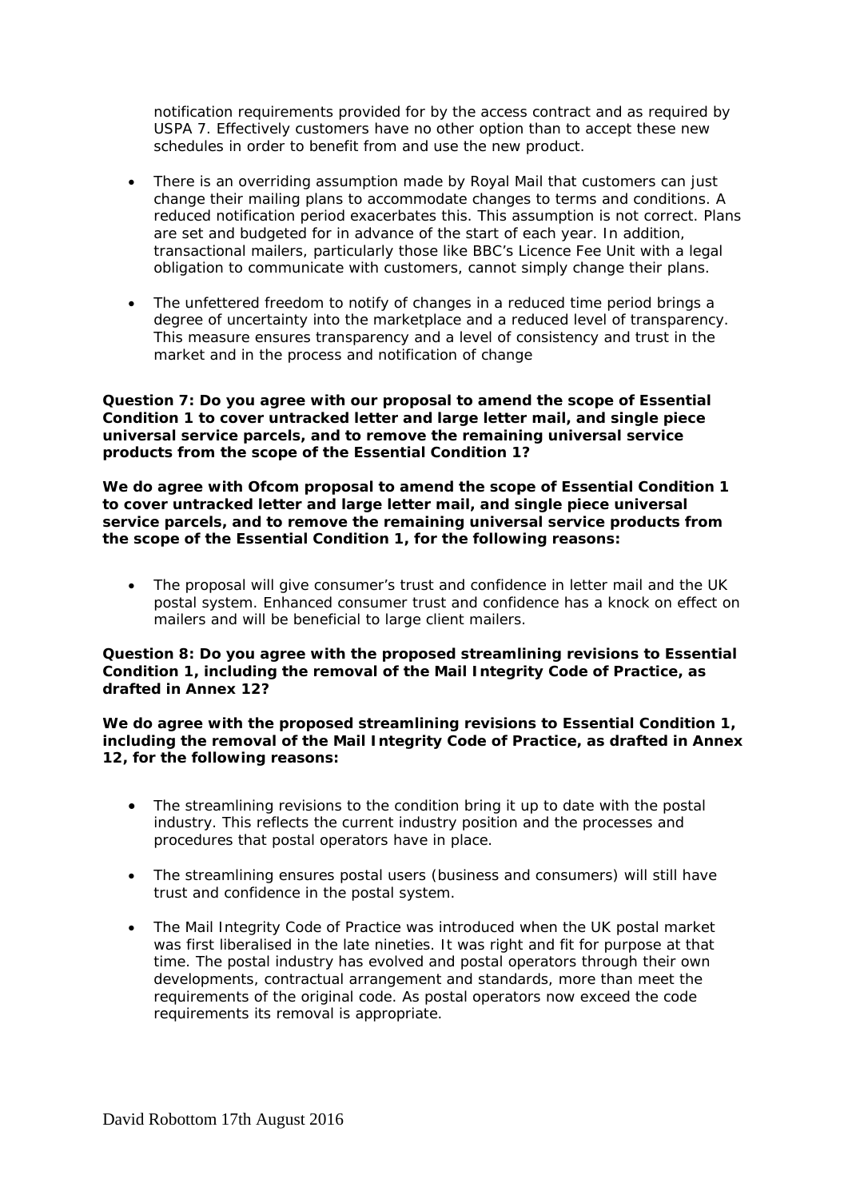notification requirements provided for by the access contract and as required by USPA 7. Effectively customers have no other option than to accept these new schedules in order to benefit from and use the new product.

- There is an overriding assumption made by Royal Mail that customers can just change their mailing plans to accommodate changes to terms and conditions. A reduced notification period exacerbates this. This assumption is not correct. Plans are set and budgeted for in advance of the start of each year. In addition, transactional mailers, particularly those like BBC's Licence Fee Unit with a legal obligation to communicate with customers, cannot simply change their plans.

- The unfettered freedom to notify of changes in a reduced time period brings a degree of uncertainty into the marketplace and a reduced level of transparency. This measure ensures transparency and a level of consistency and trust in the market and in the process and notification of change

**Question 7: Do you agree with our proposal to amend the scope of Essential Condition 1 to cover untracked letter and large letter mail, and single piece universal service parcels, and to remove the remaining universal service products from the scope of the Essential Condition 1?**

**We do agree with Ofcom proposal to amend the scope of Essential Condition 1 to cover untracked letter and large letter mail, and single piece universal service parcels, and to remove the remaining universal service products from the scope of the Essential Condition 1, for the following reasons:**

- The proposal will give consumer's trust and confidence in letter mail and the UK postal system. Enhanced consumer trust and confidence has a knock on effect on mailers and will be beneficial to large client mailers.

**Question 8: Do you agree with the proposed streamlining revisions to Essential Condition 1, including the removal of the Mail Integrity Code of Practice, as drafted in Annex 12?**

**We do agree with the proposed streamlining revisions to Essential Condition 1, including the removal of the Mail Integrity Code of Practice, as drafted in Annex 12, for the following reasons:**

- The streamlining revisions to the condition bring it up to date with the postal industry. This reflects the current industry position and the processes and procedures that postal operators have in place.

- The streamlining ensures postal users (business and consumers) will still have trust and confidence in the postal system.

- The Mail Integrity Code of Practice was introduced when the UK postal market was first liberalised in the late nineties. It was right and fit for purpose at that time. The postal industry has evolved and postal operators through their own developments, contractual arrangement and standards, more than meet the requirements of the original code. As postal operators now exceed the code requirements its removal is appropriate.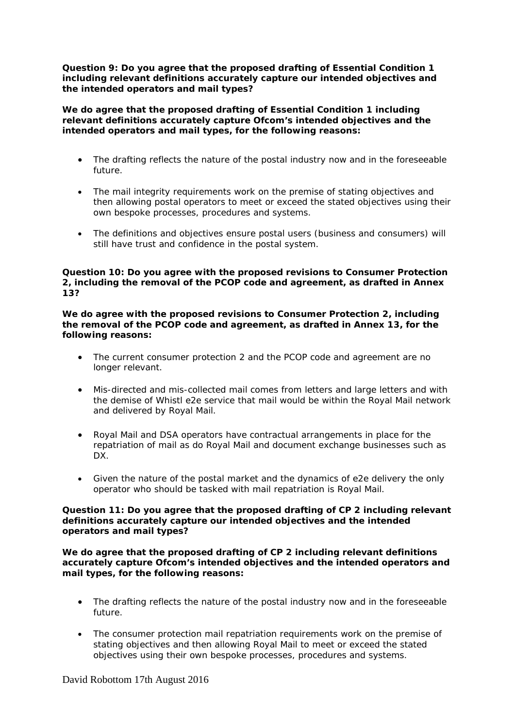**Question 9: Do you agree that the proposed drafting of Essential Condition 1 including relevant definitions accurately capture our intended objectives and the intended operators and mail types?**

**We do agree that the proposed drafting of Essential Condition 1 including relevant definitions accurately capture Ofcom's intended objectives and the intended operators and mail types, for the following reasons:**

- The drafting reflects the nature of the postal industry now and in the foreseeable future.
- The mail integrity requirements work on the premise of stating objectives and then allowing postal operators to meet or exceed the stated objectives using their own bespoke processes, procedures and systems.
- The definitions and objectives ensure postal users (business and consumers) will still have trust and confidence in the postal system.

**Question 10: Do you agree with the proposed revisions to Consumer Protection 2, including the removal of the PCOP code and agreement, as drafted in Annex 13?**

**We do agree with the proposed revisions to Consumer Protection 2, including the removal of the PCOP code and agreement, as drafted in Annex 13, for the following reasons:**

- The current consumer protection 2 and the PCOP code and agreement are no longer relevant.
- Mis-directed and mis-collected mail comes from letters and large letters and with the demise of Whistl e2e service that mail would be within the Royal Mail network and delivered by Royal Mail.
- Royal Mail and DSA operators have contractual arrangements in place for the repatriation of mail as do Royal Mail and document exchange businesses such as DX.
- Given the nature of the postal market and the dynamics of e2e delivery the only operator who should be tasked with mail repatriation is Royal Mail.

**Question 11: Do you agree that the proposed drafting of CP 2 including relevant definitions accurately capture our intended objectives and the intended operators and mail types?**

**We do agree that the proposed drafting of CP 2 including relevant definitions accurately capture Ofcom's intended objectives and the intended operators and mail types, for the following reasons:**

- The drafting reflects the nature of the postal industry now and in the foreseeable future.
- The consumer protection mail repatriation requirements work on the premise of stating objectives and then allowing Royal Mail to meet or exceed the stated objectives using their own bespoke processes, procedures and systems.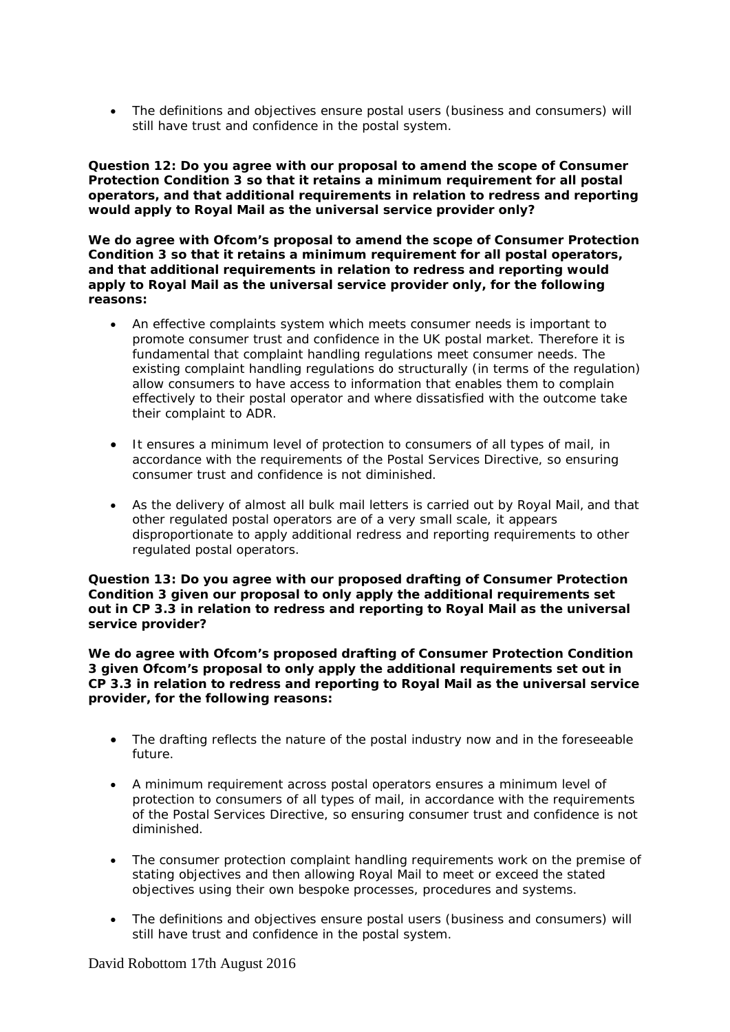- The definitions and objectives ensure postal users (business and consumers) will still have trust and confidence in the postal system.

**Question 12: Do you agree with our proposal to amend the scope of Consumer Protection Condition 3 so that it retains a minimum requirement for all postal operators, and that additional requirements in relation to redress and reporting would apply to Royal Mail as the universal service provider only?**

**We do agree with Ofcom's proposal to amend the scope of Consumer Protection Condition 3 so that it retains a minimum requirement for all postal operators, and that additional requirements in relation to redress and reporting would apply to Royal Mail as the universal service provider only, for the following reasons:**

- An effective complaints system which meets consumer needs is important to promote consumer trust and confidence in the UK postal market. Therefore it is fundamental that complaint handling regulations meet consumer needs. The existing complaint handling regulations do structurally (in terms of the regulation) allow consumers to have access to information that enables them to complain effectively to their postal operator and where dissatisfied with the outcome take their complaint to ADR.
- It ensures a minimum level of protection to consumers of all types of mail, in accordance with the requirements of the Postal Services Directive, so ensuring consumer trust and confidence is not diminished.
- As the delivery of almost all bulk mail letters is carried out by Royal Mail, and that other regulated postal operators are of a very small scale, it appears disproportionate to apply additional redress and reporting requirements to other regulated postal operators.

**Question 13: Do you agree with our proposed drafting of Consumer Protection Condition 3 given our proposal to only apply the additional requirements set out in CP 3.3 in relation to redress and reporting to Royal Mail as the universal service provider?**

**We do agree with Ofcom's proposed drafting of Consumer Protection Condition 3 given Ofcom's proposal to only apply the additional requirements set out in CP 3.3 in relation to redress and reporting to Royal Mail as the universal service provider, for the following reasons:**

- The drafting reflects the nature of the postal industry now and in the foreseeable future.
- A minimum requirement across postal operators ensures a minimum level of protection to consumers of all types of mail, in accordance with the requirements of the Postal Services Directive, so ensuring consumer trust and confidence is not diminished.
- The consumer protection complaint handling requirements work on the premise of stating objectives and then allowing Royal Mail to meet or exceed the stated objectives using their own bespoke processes, procedures and systems.
- The definitions and objectives ensure postal users (business and consumers) will still have trust and confidence in the postal system.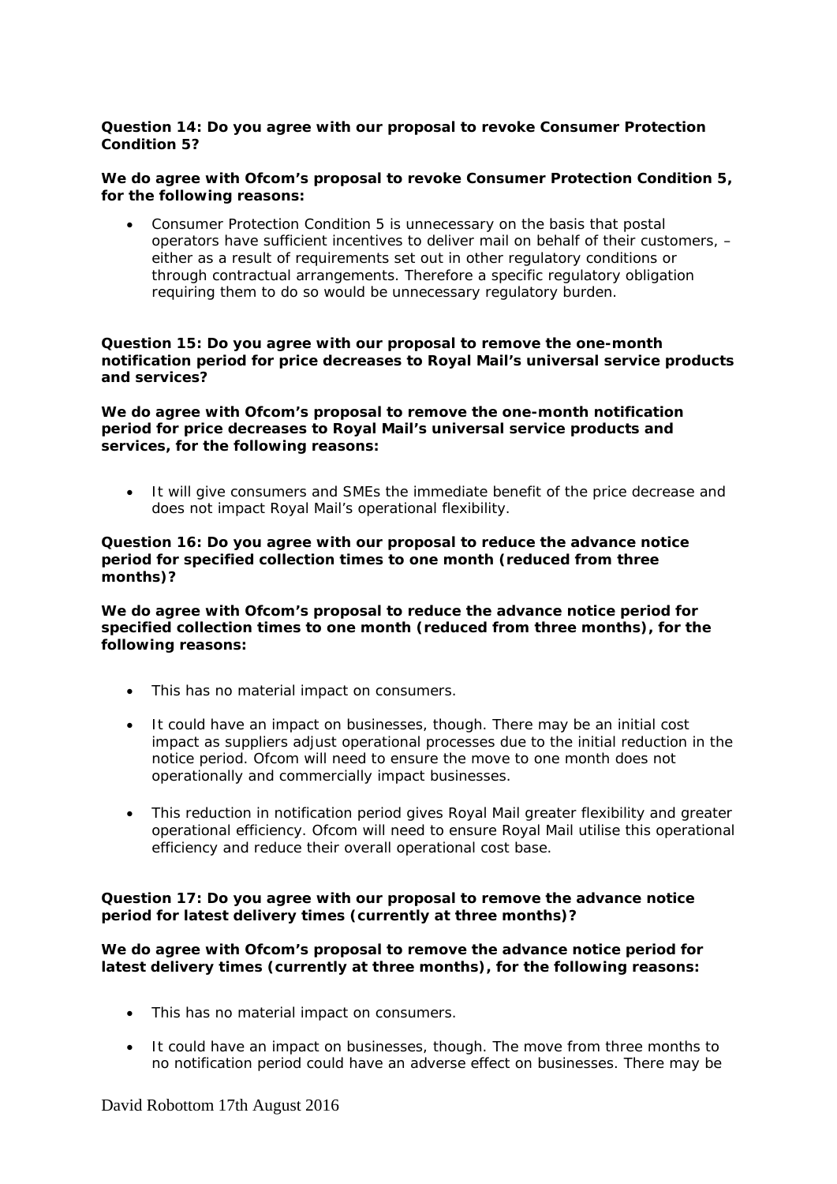**Question 14: Do you agree with our proposal to revoke Consumer Protection Condition 5?**

**We do agree with Ofcom's proposal to revoke Consumer Protection Condition 5, for the following reasons:**

- Consumer Protection Condition 5 is unnecessary on the basis that postal operators have sufficient incentives to deliver mail on behalf of their customers, – either as a result of requirements set out in other regulatory conditions or through contractual arrangements. Therefore a specific regulatory obligation requiring them to do so would be unnecessary regulatory burden.

**Question 15: Do you agree with our proposal to remove the one-month notification period for price decreases to Royal Mail's universal service products and services?**

**We do agree with Ofcom's proposal to remove the one-month notification period for price decreases to Royal Mail's universal service products and services, for the following reasons:**

- It will give consumers and SMEs the immediate benefit of the price decrease and does not impact Royal Mail's operational flexibility.

**Question 16: Do you agree with our proposal to reduce the advance notice period for specified collection times to one month (reduced from three months)?**

**We do agree with Ofcom's proposal to reduce the advance notice period for specified collection times to one month (reduced from three months), for the following reasons:**

- This has no material impact on consumers.
- It could have an impact on businesses, though. There may be an initial cost impact as suppliers adjust operational processes due to the initial reduction in the notice period. Ofcom will need to ensure the move to one month does not operationally and commercially impact businesses.
- This reduction in notification period gives Royal Mail greater flexibility and greater operational efficiency. Ofcom will need to ensure Royal Mail utilise this operational efficiency and reduce their overall operational cost base.

**Question 17: Do you agree with our proposal to remove the advance notice period for latest delivery times (currently at three months)?**

**We do agree with Ofcom's proposal to remove the advance notice period for latest delivery times (currently at three months), for the following reasons:**

- This has no material impact on consumers.
- It could have an impact on businesses, though. The move from three months to no notification period could have an adverse effect on businesses. There may be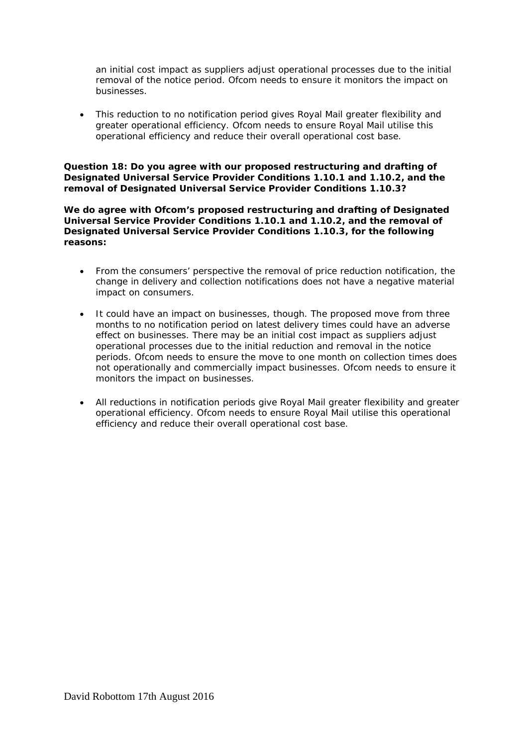an initial cost impact as suppliers adjust operational processes due to the initial removal of the notice period. Ofcom needs to ensure it monitors the impact on businesses.

- This reduction to no notification period gives Royal Mail greater flexibility and greater operational efficiency. Ofcom needs to ensure Royal Mail utilise this operational efficiency and reduce their overall operational cost base.

**Question 18: Do you agree with our proposed restructuring and drafting of Designated Universal Service Provider Conditions 1.10.1 and 1.10.2, and the removal of Designated Universal Service Provider Conditions 1.10.3?**

**We do agree with Ofcom's proposed restructuring and drafting of Designated Universal Service Provider Conditions 1.10.1 and 1.10.2, and the removal of Designated Universal Service Provider Conditions 1.10.3, for the following reasons:**

- From the consumers' perspective the removal of price reduction notification, the change in delivery and collection notifications does not have a negative material impact on consumers.

- It could have an impact on businesses, though. The proposed move from three months to no notification period on latest delivery times could have an adverse effect on businesses. There may be an initial cost impact as suppliers adjust operational processes due to the initial reduction and removal in the notice periods. Ofcom needs to ensure the move to one month on collection times does not operationally and commercially impact businesses. Ofcom needs to ensure it monitors the impact on businesses.

- All reductions in notification periods give Royal Mail greater flexibility and greater operational efficiency. Ofcom needs to ensure Royal Mail utilise this operational efficiency and reduce their overall operational cost base.

David Robottom 17th August 2016